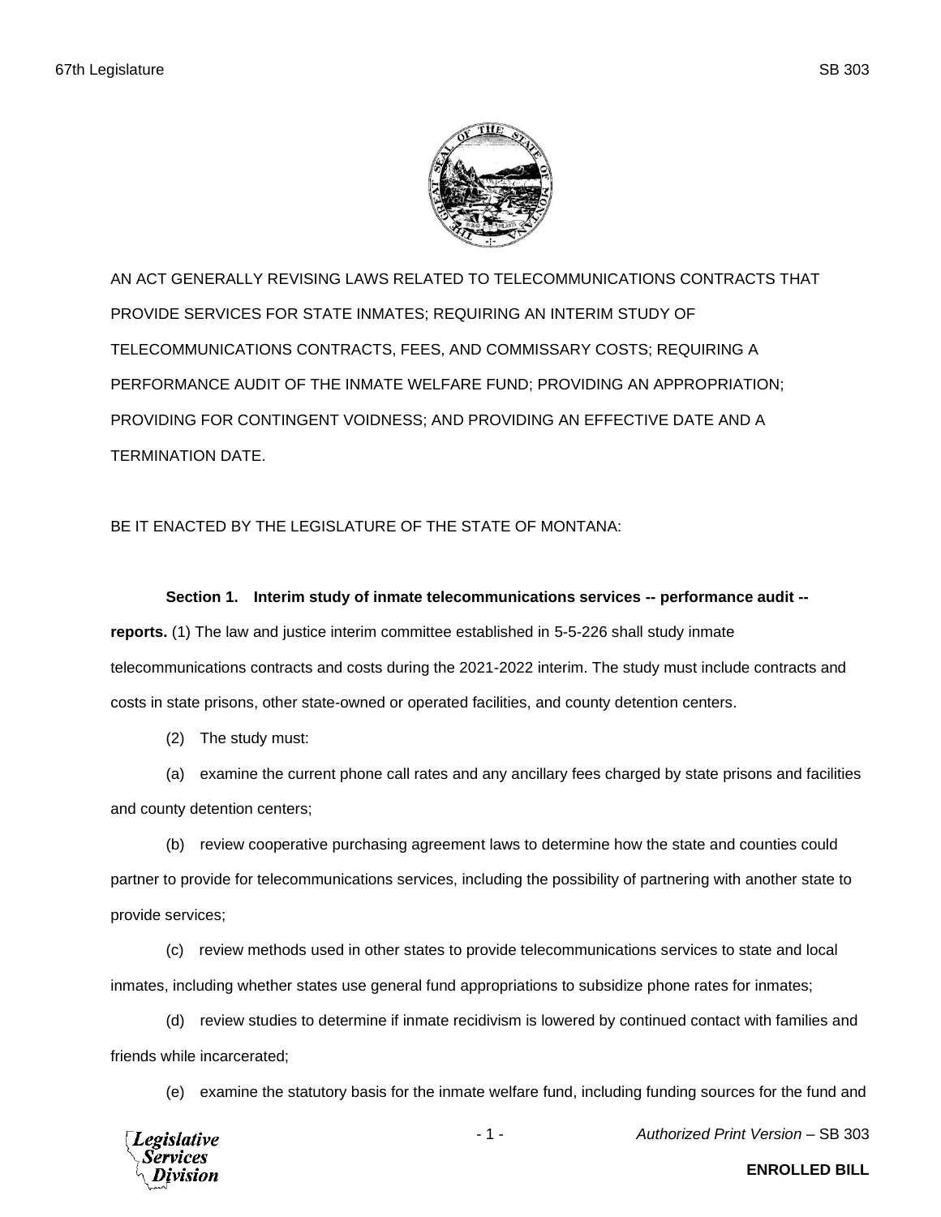AN ACT GENERALLY REVISING LAWS RELATED TO TELECOMMUNICATIONS CONTRACTS THAT PROVIDE SERVICES FOR STATE INMATES; REQUIRING AN INTERIM STUDY OF TELECOMMUNICATIONS CONTRACTS, FEES, AND COMMISSARY COSTS; REQUIRING A PERFORMANCE AUDIT OF THE INMATE WELFARE FUND; PROVIDING AN APPROPRIATION; PROVIDING FOR CONTINGENT VOIDNESS; AND PROVIDING AN EFFECTIVE DATE AND A TERMINATION DATE.

BE IT ENACTED BY THE LEGISLATURE OF THE STATE OF MONTANA:

**Section 1. Interim study of inmate telecommunications services -- performance audit -- reports.** (1) The law and justice interim committee established in 5-5-226 shall study inmate telecommunications contracts and costs during the 2021-2022 interim. The study must include contracts and costs in state prisons, other state-owned or operated facilities, and county detention centers.

(2) The study must:

(a) examine the current phone call rates and any ancillary fees charged by state prisons and facilities and county detention centers;

(b) review cooperative purchasing agreement laws to determine how the state and counties could partner to provide for telecommunications services, including the possibility of partnering with another state to provide services;

(c) review methods used in other states to provide telecommunications services to state and local inmates, including whether states use general fund appropriations to subsidize phone rates for inmates;

(d) review studies to determine if inmate recidivism is lowered by continued contact with families and friends while incarcerated;

(e) examine the statutory basis for the inmate welfare fund, including funding sources for the fund and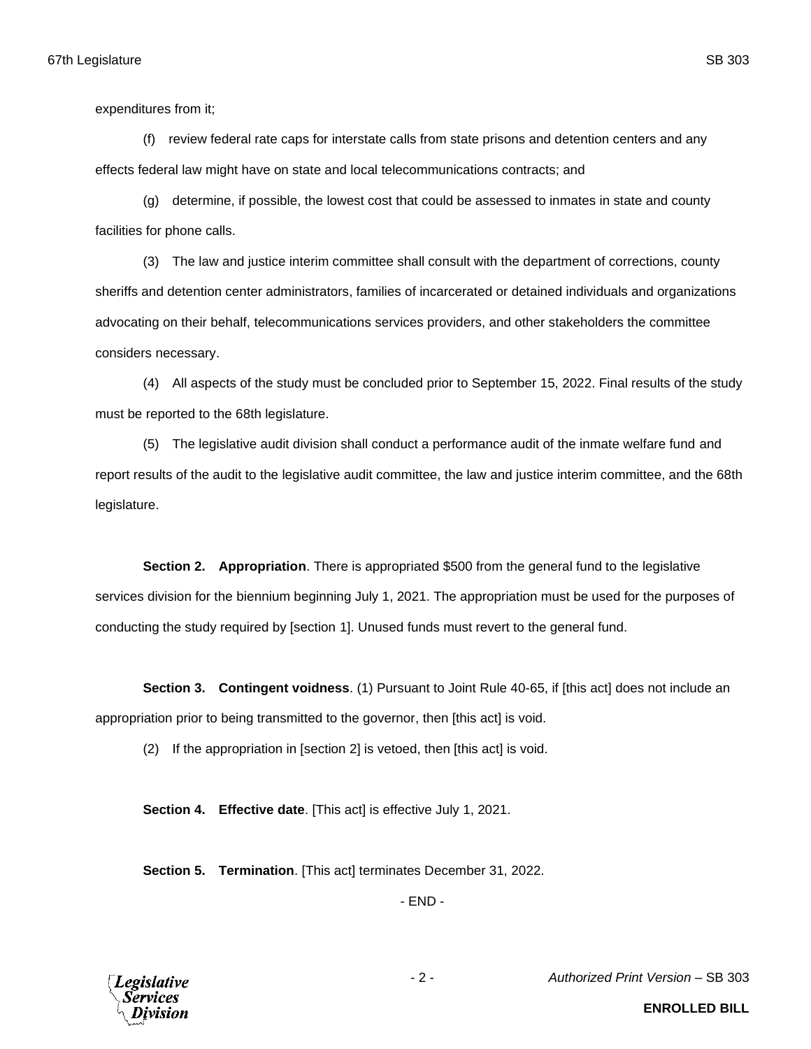expenditures from it;

(f) review federal rate caps for interstate calls from state prisons and detention centers and any effects federal law might have on state and local telecommunications contracts; and

(g) determine, if possible, the lowest cost that could be assessed to inmates in state and county facilities for phone calls.

(3) The law and justice interim committee shall consult with the department of corrections, county sheriffs and detention center administrators, families of incarcerated or detained individuals and organizations advocating on their behalf, telecommunications services providers, and other stakeholders the committee considers necessary.

(4) All aspects of the study must be concluded prior to September 15, 2022. Final results of the study must be reported to the 68th legislature.

(5) The legislative audit division shall conduct a performance audit of the inmate welfare fund and report results of the audit to the legislative audit committee, the law and justice interim committee, and the 68th legislature.

**Section 2. Appropriation**. There is appropriated $500 from the general fund to the legislative services division for the biennium beginning July 1, 2021. The appropriation must be used for the purposes of conducting the study required by [section 1]. Unused funds must revert to the general fund.

**Section 3. Contingent voidness**. (1) Pursuant to Joint Rule 40-65, if [this act] does not include an appropriation prior to being transmitted to the governor, then [this act] is void.

(2) If the appropriation in [section 2] is vetoed, then [this act] is void.

**Section 4. Effective date**. [This act] is effective July 1, 2021.

**Section 5. Termination**. [This act] terminates December 31, 2022.

- END -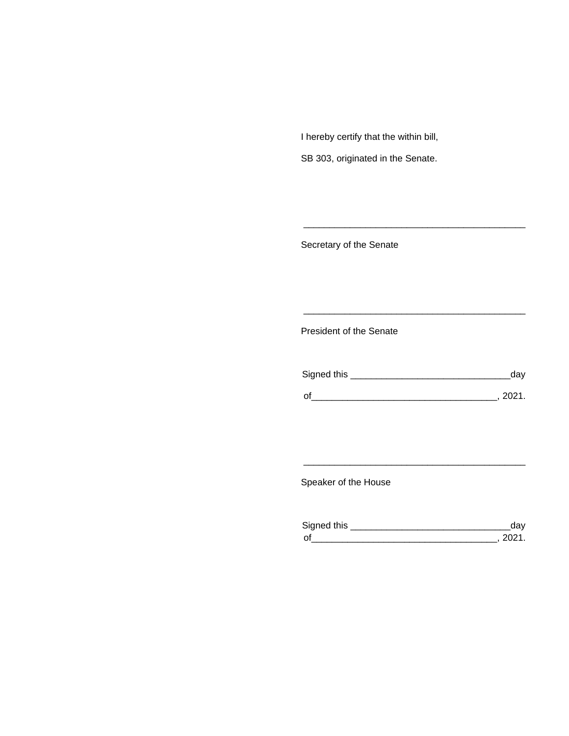I hereby certify that the within bill,

SB 303, originated in the Senate.

\_\_\_\_\_\_\_\_\_\_\_\_\_\_\_\_\_\_\_\_\_\_\_\_\_\_\_\_\_\_\_\_\_\_\_\_\_\_\_\_\_\_\_

Secretary of the Senate

\_\_\_\_\_\_\_\_\_\_\_\_\_\_\_\_\_\_\_\_\_\_\_\_\_\_\_\_\_\_\_\_\_\_\_\_\_\_\_\_\_\_\_

President of the Senate

Signed this \_\_\_\_\_\_\_\_\_\_\_\_\_\_\_\_\_\_\_\_\_\_\_\_\_\_\_\_\_\_day

of\_\_\_\_\_\_\_\_\_\_\_\_\_\_\_\_\_\_\_\_\_\_\_\_\_\_\_\_\_\_\_\_\_\_\_, 2021.

\_\_\_\_\_\_\_\_\_\_\_\_\_\_\_\_\_\_\_\_\_\_\_\_\_\_\_\_\_\_\_\_\_\_\_\_\_\_\_\_\_\_\_

Speaker of the House

Signed this \_\_\_\_\_\_\_\_\_\_\_\_\_\_\_\_\_\_\_\_\_\_\_\_\_\_\_\_\_\_day

of\_\_\_\_\_\_\_\_\_\_\_\_\_\_\_\_\_\_\_\_\_\_\_\_\_\_\_\_\_\_\_\_\_\_\_, 2021.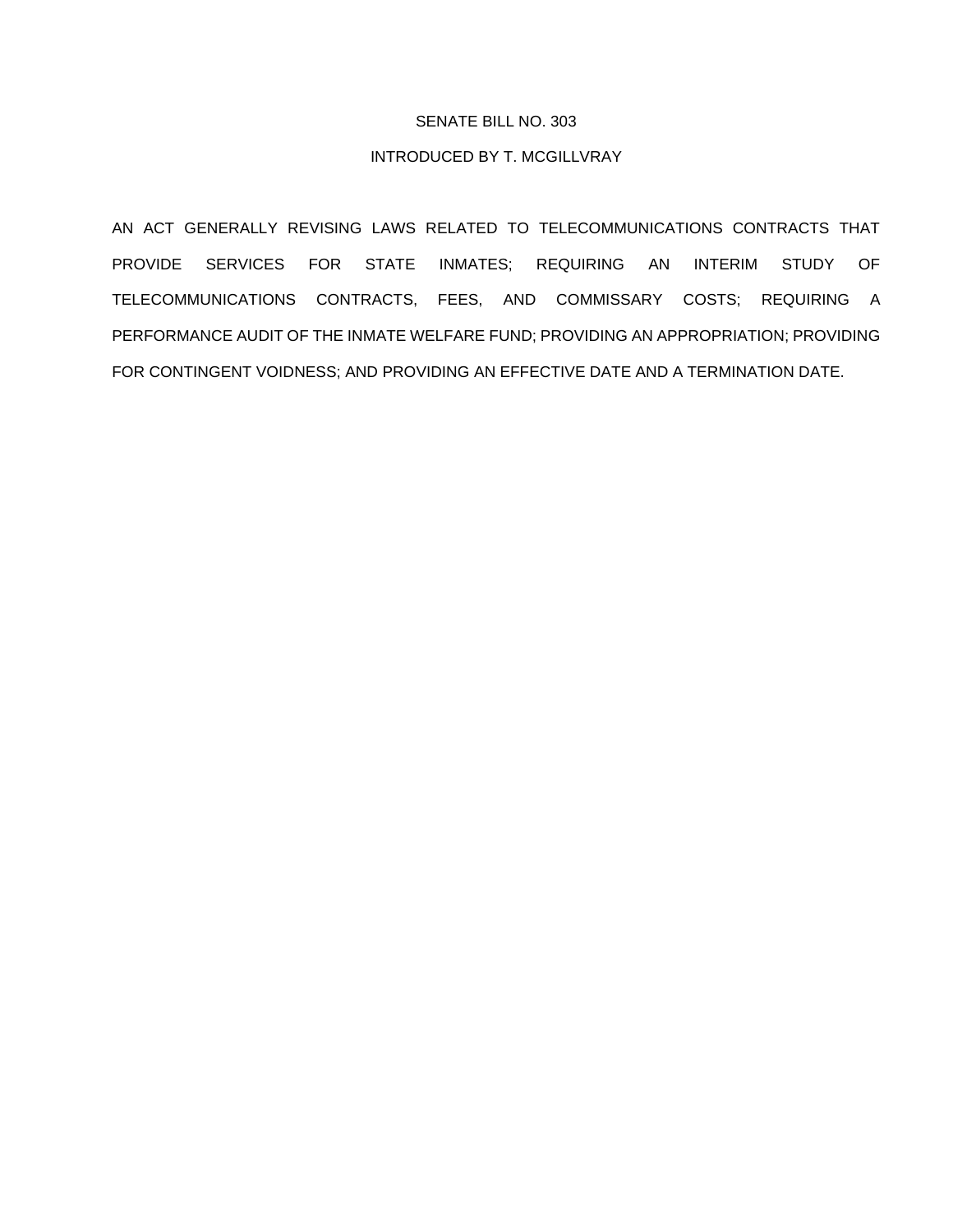SENATE BILL NO. 303

INTRODUCED BY T. MCGILLVRAY

AN ACT GENERALLY REVISING LAWS RELATED TO TELECOMMUNICATIONS CONTRACTS THAT PROVIDE SERVICES FOR STATE INMATES; REQUIRING AN INTERIM STUDY OF TELECOMMUNICATIONS CONTRACTS, FEES, AND COMMISSARY COSTS; REQUIRING A PERFORMANCE AUDIT OF THE INMATE WELFARE FUND; PROVIDING AN APPROPRIATION; PROVIDING FOR CONTINGENT VOIDNESS; AND PROVIDING AN EFFECTIVE DATE AND A TERMINATION DATE.